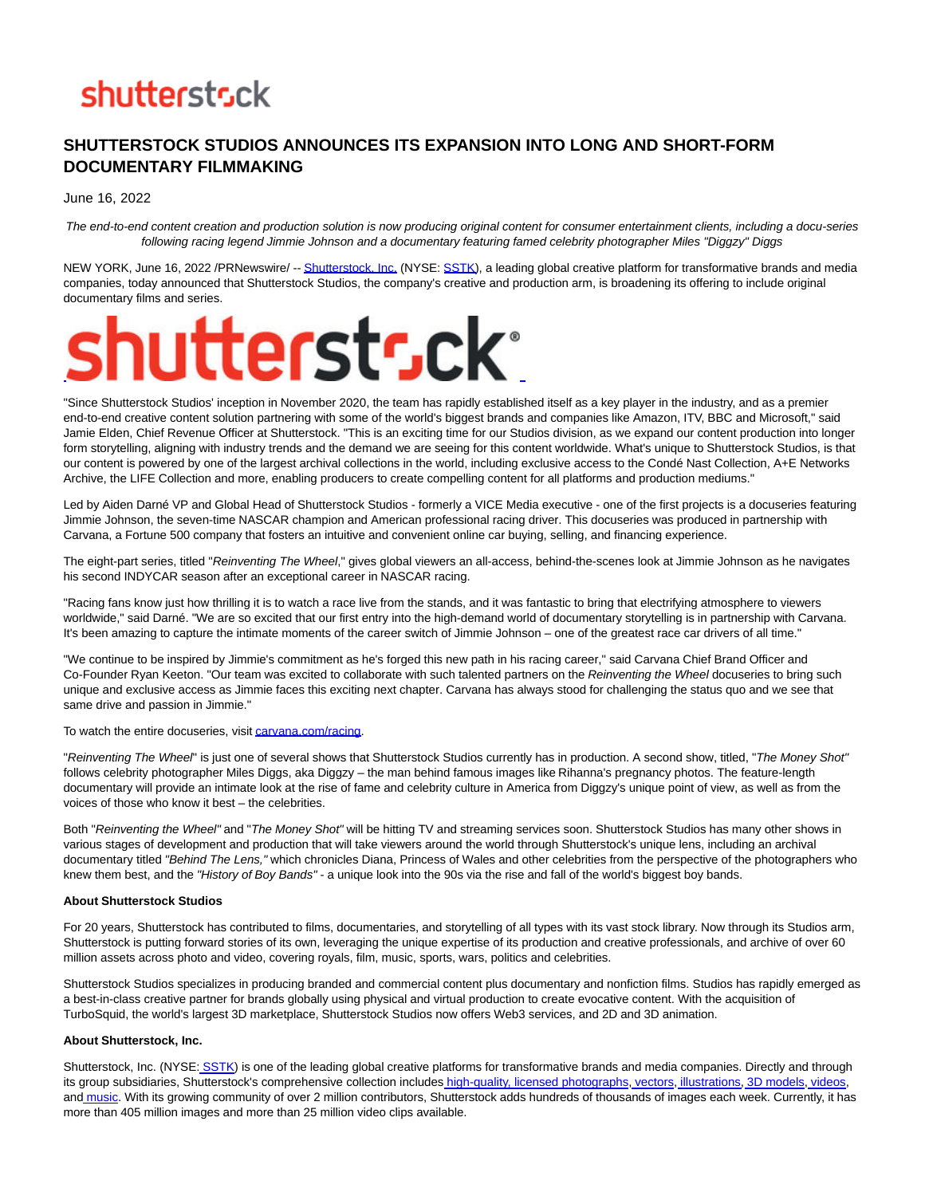# SHUTTERSTOCK STUDIOS ANNOUNCES ITS EXPANSION INTO LONG AND SHORT-FORM DOCUMENTARY FILMMAKING

June 16, 2022

*The end-to-end content creation and production solution is now producing original content for consumer entertainment clients, including a docu-series following racing legend Jimmie Johnson and a documentary featuring famed celebrity photographer Miles "Diggzy" Diggs*

NEW YORK, June 16, 2022 /PRNewswire/ -- Shutterstock, Inc. (NYSE: SSTK), a leading global creative platform for transformative brands and media companies, today announced that Shutterstock Studios, the company's creative and production arm, is broadening its offering to include original documentary films and series.

"Since Shutterstock Studios' inception in November 2020, the team has rapidly established itself as a key player in the industry, and as a premier end-to-end creative content solution partnering with some of the world's biggest brands and companies like Amazon, ITV, BBC and Microsoft," said Jamie Elden, Chief Revenue Officer at Shutterstock. "This is an exciting time for our Studios division, as we expand our content production into longer form storytelling, aligning with industry trends and the demand we are seeing for this content worldwide. What's unique to Shutterstock Studios, is that our content is powered by one of the largest archival collections in the world, including exclusive access to the Condé Nast Collection, A+E Networks Archive, the LIFE Collection and more, enabling producers to create compelling content for all platforms and production mediums."

Led by Aiden Darné VP and Global Head of Shutterstock Studios - formerly a VICE Media executive - one of the first projects is a docuseries featuring Jimmie Johnson, the seven-time NASCAR champion and American professional racing driver. This docuseries was produced in partnership with Carvana, a Fortune 500 company that fosters an intuitive and convenient online car buying, selling, and financing experience.

The eight-part series, titled "*Reinventing The Wheel*," gives global viewers an all-access, behind-the-scenes look at Jimmie Johnson as he navigates his second INDYCAR season after an exceptional career in NASCAR racing.

"Racing fans know just how thrilling it is to watch a race live from the stands, and it was fantastic to bring that electrifying atmosphere to viewers worldwide," said Darné. "We are so excited that our first entry into the high-demand world of documentary storytelling is in partnership with Carvana. It's been amazing to capture the intimate moments of the career switch of Jimmie Johnson – one of the greatest race car drivers of all time."

"We continue to be inspired by Jimmie's commitment as he's forged this new path in his racing career," said Carvana Chief Brand Officer and Co-Founder Ryan Keeton. "Our team was excited to collaborate with such talented partners on the *Reinventing the Wheel* docuseries to bring such unique and exclusive access as Jimmie faces this exciting next chapter. Carvana has always stood for challenging the status quo and we see that same drive and passion in Jimmie."

To watch the entire docuseries, visit carvana.com/racing.

"*Reinventing The Wheel*" is just one of several shows that Shutterstock Studios currently has in production. A second show, titled, "*The Money Shot"* follows celebrity photographer Miles Diggs, aka Diggzy – the man behind famous images like Rihanna's pregnancy photos. The feature-length documentary will provide an intimate look at the rise of fame and celebrity culture in America from Diggzy's unique point of view, as well as from the voices of those who know it best – the celebrities.

Both "*Reinventing the Wheel*" and "*The Money Shot"* will be hitting TV and streaming services soon. Shutterstock Studios has many other shows in various stages of development and production that will take viewers around the world through Shutterstock's unique lens, including an archival documentary titled *"Behind The Lens,"* which chronicles Diana, Princess of Wales and other celebrities from the perspective of the photographers who knew them best, and the *"History of Boy Bands"* - a unique look into the 90s via the rise and fall of the world's biggest boy bands.

**About Shutterstock Studios**

For 20 years, Shutterstock has contributed to films, documentaries, and storytelling of all types with its vast stock library. Now through its Studios arm, Shutterstock is putting forward stories of its own, leveraging the unique expertise of its production and creative professionals, and archive of over 60 million assets across photo and video, covering royals, film, music, sports, wars, politics and celebrities.

Shutterstock Studios specializes in producing branded and commercial content plus documentary and nonfiction films. Studios has rapidly emerged as a best-in-class creative partner for brands globally using physical and virtual production to create evocative content. With the acquisition of TurboSquid, the world's largest 3D marketplace, Shutterstock Studios now offers Web3 services, and 2D and 3D animation.

**About Shutterstock, Inc.**

Shutterstock, Inc. (NYSE: SSTK) is one of the leading global creative platforms for transformative brands and media companies. Directly and through its group subsidiaries, Shutterstock's comprehensive collection includes high-quality, licensed photographs, vectors, illustrations, 3D models, videos, and music. With its growing community of over 2 million contributors, Shutterstock adds hundreds of thousands of images each week. Currently, it has more than 405 million images and more than 25 million video clips available.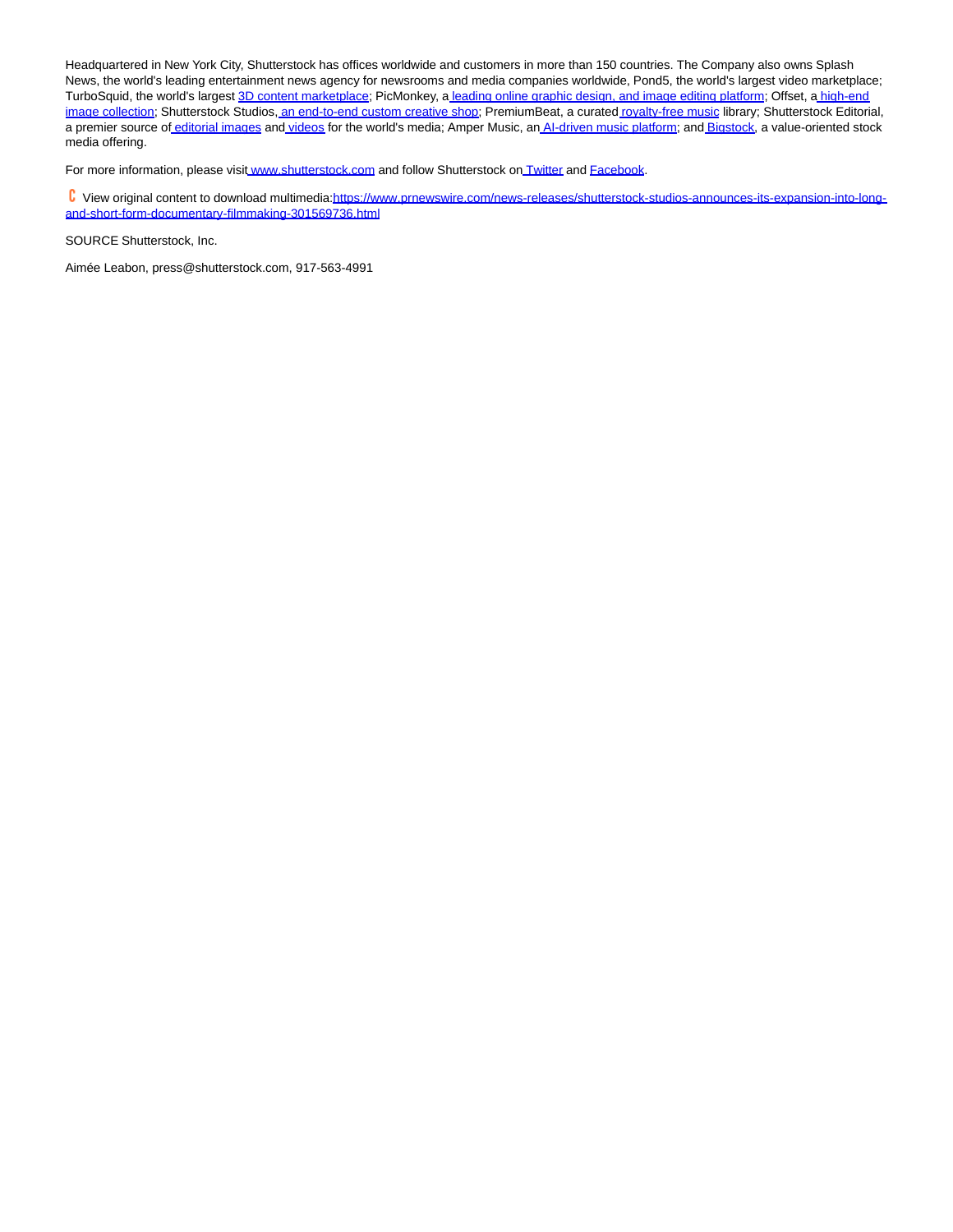Headquartered in New York City, Shutterstock has offices worldwide and customers in more than 150 countries. The Company also owns Splash News, the world's leading entertainment news agency for newsrooms and media companies worldwide, Pond5, the world's largest video marketplace; TurboSquid, the world's largest 3D content marketplace; PicMonkey, a leading online graphic design, and image editing platform; Offset, a high-end image collection; Shutterstock Studios, an end-to-end custom creative shop; PremiumBeat, a curated royalty-free music library; Shutterstock Editorial, a premier source of editorial images and videos for the world's media; Amper Music, an AI-driven music platform; and Bigstock, a value-oriented stock media offering.

For more information, please visit www.shutterstock.com and follow Shutterstock on Twitter and Facebook.

View original content to download multimedia:https://www.prnewswire.com/news-releases/shutterstock-studios-announces-its-expansion-into-long-and-short-form-documentary-filmmaking-301569736.html

SOURCE Shutterstock, Inc.

Aimée Leabon, press@shutterstock.com, 917-563-4991